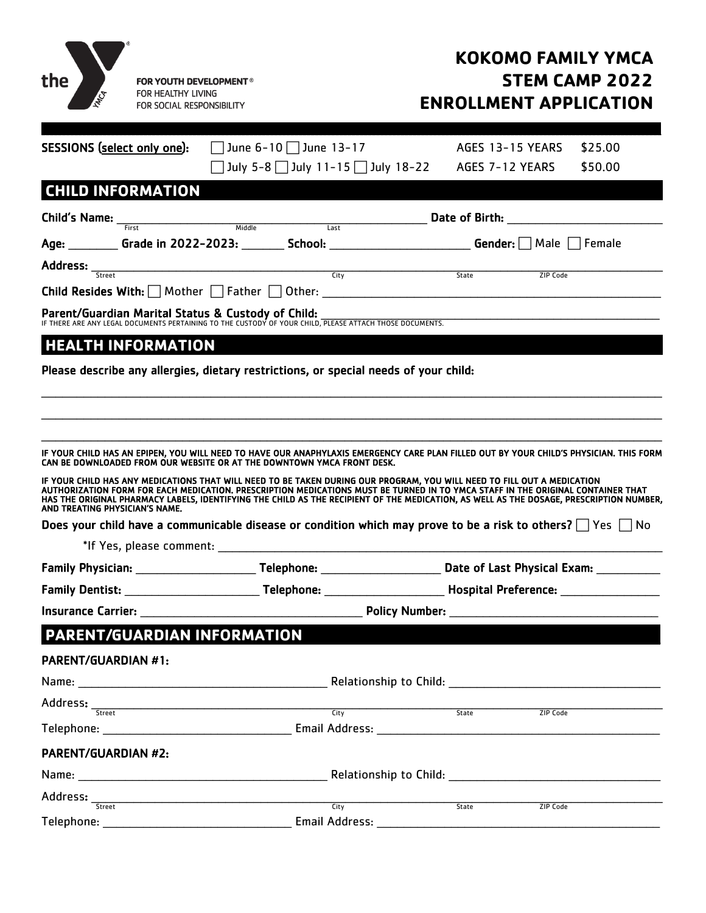the FOR YOUTH DEVELOPMENT®
FOR HEALTHY LIVING
FOR SOCIAL RESPONSIBILITY

# KOKOMO FAMILY YMCA STEM CAMP 2022 ENROLLMENT APPLICATION

**SESSIONS (select only one):** ☐ June 6-10 ☐ June 13-17 AGES 13-15 YEARS $25.00
☐ July 5-8 ☐ July 11-15 ☐ July 18-22 AGES 7-12 YEARS $50.00

## CHILD INFORMATION

**Child's Name:** ______________________ (First, Middle, Last) **Date of Birth:** ____________

**Age:** ________ **Grade in 2022-2023:** _______ **School:** ______________________ **Gender:** ☐ Male ☐ Female

**Address:** ______________________ (Street, City, State, ZIP Code)

**Child Resides With:** ☐ Mother ☐ Father ☐ Other: ______________________

**Parent/Guardian Marital Status & Custody of Child:** ______________________
IF THERE ARE ANY LEGAL DOCUMENTS PERTAINING TO THE CUSTODY OF YOUR CHILD, PLEASE ATTACH THOSE DOCUMENTS.

## HEALTH INFORMATION

**Please describe any allergies, dietary restrictions, or special needs of your child:**

______________________

______________________

______________________

**IF YOUR CHILD HAS AN EPIPEN, YOU WILL NEED TO HAVE OUR ANAPHYLAXIS EMERGENCY CARE PLAN FILLED OUT BY YOUR CHILD'S PHYSICIAN. THIS FORM CAN BE DOWNLOADED FROM OUR WEBSITE OR AT THE DOWNTOWN YMCA FRONT DESK.**

**IF YOUR CHILD HAS ANY MEDICATIONS THAT WILL NEED TO BE TAKEN DURING OUR PROGRAM, YOU WILL NEED TO FILL OUT A MEDICATION AUTHORIZATION FORM FOR EACH MEDICATION. PRESCRIPTION MEDICATIONS MUST BE TURNED IN TO YMCA STAFF IN THE ORIGINAL CONTAINER THAT HAS THE ORIGINAL PHARMACY LABELS, IDENTIFYING THE CHILD AS THE RECIPIENT OF THE MEDICATION, AS WELL AS THE DOSAGE, PRESCRIPTION NUMBER, AND TREATING PHYSICIAN'S NAME.**

**Does your child have a communicable disease or condition which may prove to be a risk to others?** ☐ Yes ☐ No

*If Yes, please comment: ______________________

**Family Physician:** ____________ **Telephone:** ____________ **Date of Last Physical Exam:** ____________

**Family Dentist:** ____________ **Telephone:** ____________ **Hospital Preference:** ____________

**Insurance Carrier:** ____________ **Policy Number:** ____________

## PARENT/GUARDIAN INFORMATION

**PARENT/GUARDIAN #1:**

Name: ______________________ Relationship to Child: ______________________

Address: ______________________ (Street, City, State, ZIP Code)

Telephone: ______________________ Email Address: ______________________

**PARENT/GUARDIAN #2:**

Name: ______________________ Relationship to Child: ______________________

Address: ______________________ (Street, City, State, ZIP Code)

Telephone: ______________________ Email Address: ______________________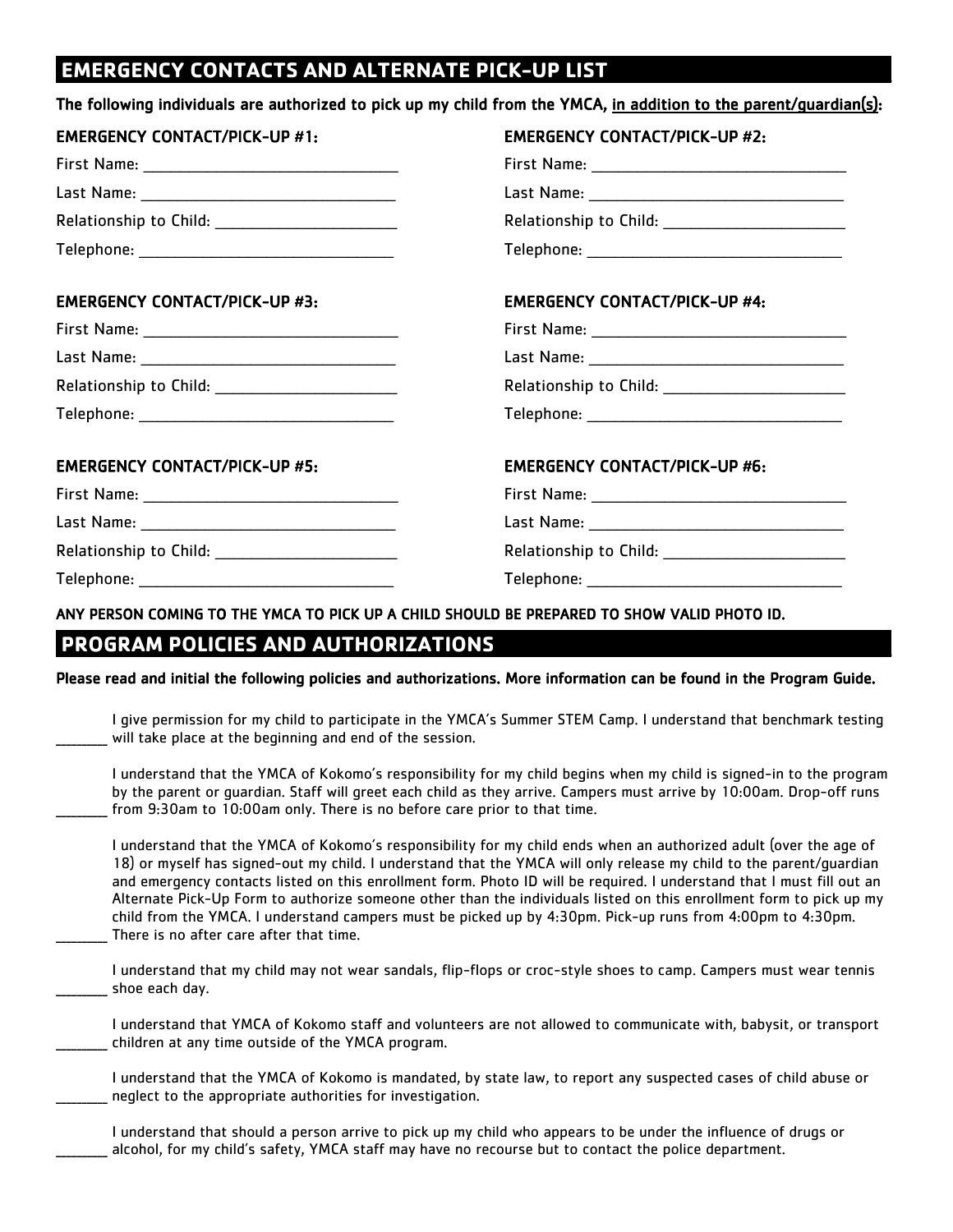## EMERGENCY CONTACTS AND ALTERNATE PICK-UP LIST

**The following individuals are authorized to pick up my child from the YMCA, <u>in addition to the parent/guardian(s)</u>:**

**EMERGENCY CONTACT/PICK-UP #1:**

First Name: ______________________________

Last Name: ______________________________

Relationship to Child: _____________________

Telephone: ______________________________

**EMERGENCY CONTACT/PICK-UP #2:**

First Name: ______________________________

Last Name: ______________________________

Relationship to Child: _____________________

Telephone: ______________________________

**EMERGENCY CONTACT/PICK-UP #3:**

First Name: ______________________________

Last Name: ______________________________

Relationship to Child: _____________________

Telephone: ______________________________

**EMERGENCY CONTACT/PICK-UP #4:**

First Name: ______________________________

Last Name: ______________________________

Relationship to Child: _____________________

Telephone: ______________________________

**EMERGENCY CONTACT/PICK-UP #5:**

First Name: ______________________________

Last Name: ______________________________

Relationship to Child: _____________________

Telephone: ______________________________

**EMERGENCY CONTACT/PICK-UP #6:**

First Name: ______________________________

Last Name: ______________________________

Relationship to Child: _____________________

Telephone: ______________________________

**ANY PERSON COMING TO THE YMCA TO PICK UP A CHILD SHOULD BE PREPARED TO SHOW VALID PHOTO ID.**

## PROGRAM POLICIES AND AUTHORIZATIONS

**Please read and initial the following policies and authorizations. More information can be found in the Program Guide.**

_______ I give permission for my child to participate in the YMCA's Summer STEM Camp. I understand that benchmark testing will take place at the beginning and end of the session.

_______ I understand that the YMCA of Kokomo's responsibility for my child begins when my child is signed-in to the program by the parent or guardian. Staff will greet each child as they arrive. Campers must arrive by 10:00am. Drop-off runs from 9:30am to 10:00am only. There is no before care prior to that time.

_______ I understand that the YMCA of Kokomo's responsibility for my child ends when an authorized adult (over the age of 18) or myself has signed-out my child. I understand that the YMCA will only release my child to the parent/guardian and emergency contacts listed on this enrollment form. Photo ID will be required. I understand that I must fill out an Alternate Pick-Up Form to authorize someone other than the individuals listed on this enrollment form to pick up my child from the YMCA. I understand campers must be picked up by 4:30pm. Pick-up runs from 4:00pm to 4:30pm. There is no after care after that time.

_______ I understand that my child may not wear sandals, flip-flops or croc-style shoes to camp. Campers must wear tennis shoe each day.

_______ I understand that YMCA of Kokomo staff and volunteers are not allowed to communicate with, babysit, or transport children at any time outside of the YMCA program.

_______ I understand that the YMCA of Kokomo is mandated, by state law, to report any suspected cases of child abuse or neglect to the appropriate authorities for investigation.

_______ I understand that should a person arrive to pick up my child who appears to be under the influence of drugs or alcohol, for my child's safety, YMCA staff may have no recourse but to contact the police department.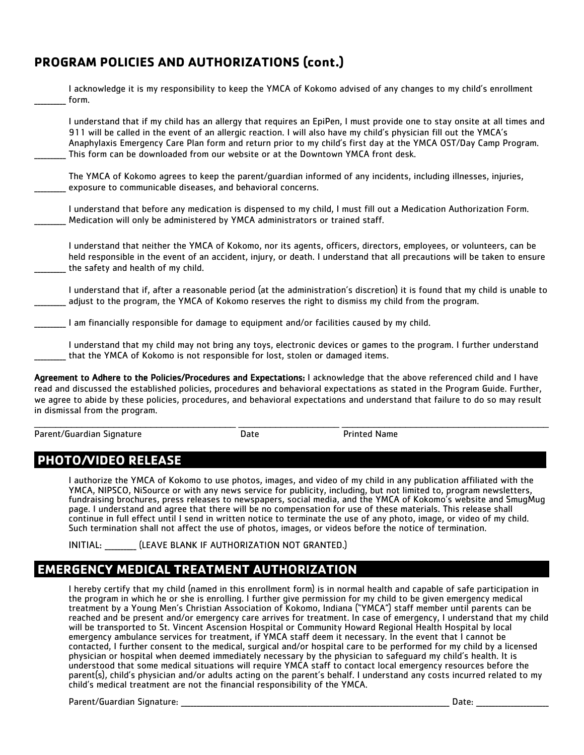## PROGRAM POLICIES AND AUTHORIZATIONS (cont.)

_______ I acknowledge it is my responsibility to keep the YMCA of Kokomo advised of any changes to my child's enrollment form.

_______ I understand that if my child has an allergy that requires an EpiPen, I must provide one to stay onsite at all times and 911 will be called in the event of an allergic reaction. I will also have my child's physician fill out the YMCA's Anaphylaxis Emergency Care Plan form and return prior to my child's first day at the YMCA OST/Day Camp Program. This form can be downloaded from our website or at the Downtown YMCA front desk.

_______ The YMCA of Kokomo agrees to keep the parent/guardian informed of any incidents, including illnesses, injuries, exposure to communicable diseases, and behavioral concerns.

_______ I understand that before any medication is dispensed to my child, I must fill out a Medication Authorization Form. Medication will only be administered by YMCA administrators or trained staff.

_______ I understand that neither the YMCA of Kokomo, nor its agents, officers, directors, employees, or volunteers, can be held responsible in the event of an accident, injury, or death. I understand that all precautions will be taken to ensure the safety and health of my child.

_______ I understand that if, after a reasonable period (at the administration's discretion) it is found that my child is unable to adjust to the program, the YMCA of Kokomo reserves the right to dismiss my child from the program.

_______ I am financially responsible for damage to equipment and/or facilities caused by my child.

_______ I understand that my child may not bring any toys, electronic devices or games to the program. I further understand that the YMCA of Kokomo is not responsible for lost, stolen or damaged items.

**Agreement to Adhere to the Policies/Procedures and Expectations:** I acknowledge that the above referenced child and I have read and discussed the established policies, procedures and behavioral expectations as stated in the Program Guide. Further, we agree to abide by these policies, procedures, and behavioral expectations and understand that failure to do so may result in dismissal from the program.

_______________________________ _______________ _______________________________

Parent/Guardian Signature Date Printed Name

## PHOTO/VIDEO RELEASE

I authorize the YMCA of Kokomo to use photos, images, and video of my child in any publication affiliated with the YMCA, NIPSCO, NiSource or with any news service for publicity, including, but not limited to, program newsletters, fundraising brochures, press releases to newspapers, social media, and the YMCA of Kokomo's website and SmugMug page. I understand and agree that there will be no compensation for use of these materials. This release shall continue in full effect until I send in written notice to terminate the use of any photo, image, or video of my child. Such termination shall not affect the use of photos, images, or videos before the notice of termination.

INITIAL: _______ (LEAVE BLANK IF AUTHORIZATION NOT GRANTED.)

## EMERGENCY MEDICAL TREATMENT AUTHORIZATION

I hereby certify that my child (named in this enrollment form) is in normal health and capable of safe participation in the program in which he or she is enrolling. I further give permission for my child to be given emergency medical treatment by a Young Men's Christian Association of Kokomo, Indiana ("YMCA") staff member until parents can be reached and be present and/or emergency care arrives for treatment. In case of emergency, I understand that my child will be transported to St. Vincent Ascension Hospital or Community Howard Regional Health Hospital by local emergency ambulance services for treatment, if YMCA staff deem it necessary. In the event that I cannot be contacted, I further consent to the medical, surgical and/or hospital care to be performed for my child by a licensed physician or hospital when deemed immediately necessary by the physician to safeguard my child's health. It is understood that some medical situations will require YMCA staff to contact local emergency resources before the parent(s), child's physician and/or adults acting on the parent's behalf. I understand any costs incurred related to my child's medical treatment are not the financial responsibility of the YMCA.

Parent/Guardian Signature: ___________________________________________ Date: _______________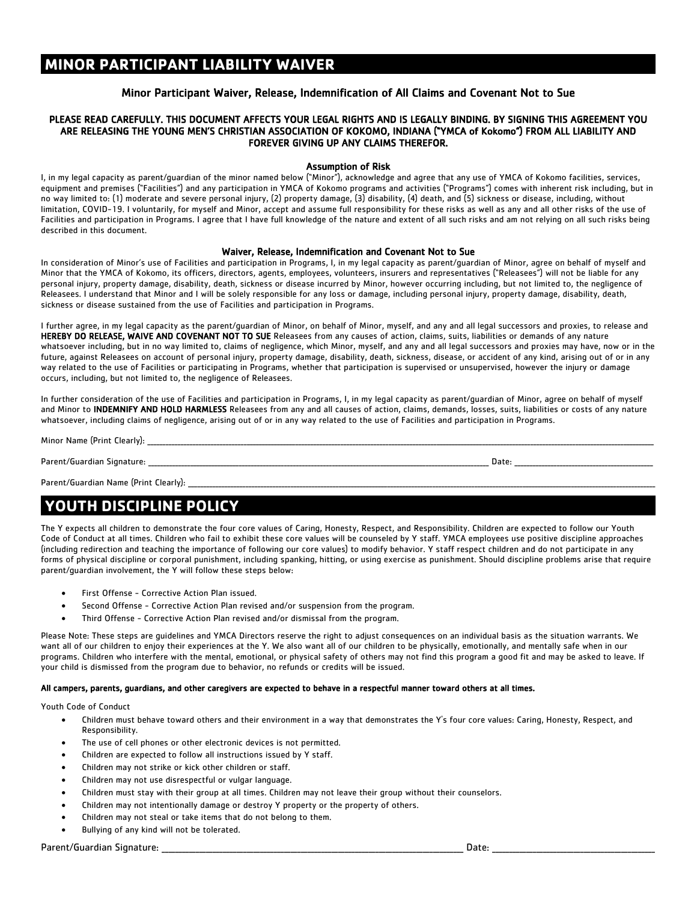# MINOR PARTICIPANT LIABILITY WAIVER

### Minor Participant Waiver, Release, Indemnification of All Claims and Covenant Not to Sue

**PLEASE READ CAREFULLY. THIS DOCUMENT AFFECTS YOUR LEGAL RIGHTS AND IS LEGALLY BINDING. BY SIGNING THIS AGREEMENT YOU ARE RELEASING THE YOUNG MEN'S CHRISTIAN ASSOCIATION OF KOKOMO, INDIANA ("YMCA of Kokomo") FROM ALL LIABILITY AND FOREVER GIVING UP ANY CLAIMS THEREFOR.**

#### Assumption of Risk

I, in my legal capacity as parent/guardian of the minor named below ("Minor"), acknowledge and agree that any use of YMCA of Kokomo facilities, services, equipment and premises ("Facilities") and any participation in YMCA of Kokomo programs and activities ("Programs") comes with inherent risk including, but in no way limited to: (1) moderate and severe personal injury, (2) property damage, (3) disability, (4) death, and (5) sickness or disease, including, without limitation, COVID-19. I voluntarily, for myself and Minor, accept and assume full responsibility for these risks as well as any and all other risks of the use of Facilities and participation in Programs. I agree that I have full knowledge of the nature and extent of all such risks and am not relying on all such risks being described in this document.

#### Waiver, Release, Indemnification and Covenant Not to Sue

In consideration of Minor's use of Facilities and participation in Programs, I, in my legal capacity as parent/guardian of Minor, agree on behalf of myself and Minor that the YMCA of Kokomo, its officers, directors, agents, employees, volunteers, insurers and representatives ("Releasees") will not be liable for any personal injury, property damage, disability, death, sickness or disease incurred by Minor, however occurring including, but not limited to, the negligence of Releasees. I understand that Minor and I will be solely responsible for any loss or damage, including personal injury, property damage, disability, death, sickness or disease sustained from the use of Facilities and participation in Programs.

I further agree, in my legal capacity as the parent/guardian of Minor, on behalf of Minor, myself, and any and all legal successors and proxies, to release and **HEREBY DO RELEASE, WAIVE AND COVENANT NOT TO SUE** Releasees from any causes of action, claims, suits, liabilities or demands of any nature whatsoever including, but in no way limited to, claims of negligence, which Minor, myself, and any and all legal successors and proxies may have, now or in the future, against Releasees on account of personal injury, property damage, disability, death, sickness, disease, or accident of any kind, arising out of or in any way related to the use of Facilities or participating in Programs, whether that participation is supervised or unsupervised, however the injury or damage occurs, including, but not limited to, the negligence of Releasees.

In further consideration of the use of Facilities and participation in Programs, I, in my legal capacity as parent/guardian of Minor, agree on behalf of myself and Minor to **INDEMNIFY AND HOLD HARMLESS** Releasees from any and all causes of action, claims, demands, losses, suits, liabilities or costs of any nature whatsoever, including claims of negligence, arising out of or in any way related to the use of Facilities and participation in Programs.

Minor Name (Print Clearly): ______________________________

Parent/Guardian Signature: ______________________________ Date: ________________

Parent/Guardian Name (Print Clearly): ______________________________

# YOUTH DISCIPLINE POLICY

The Y expects all children to demonstrate the four core values of Caring, Honesty, Respect, and Responsibility. Children are expected to follow our Youth Code of Conduct at all times. Children who fail to exhibit these core values will be counseled by Y staff. YMCA employees use positive discipline approaches (including redirection and teaching the importance of following our core values) to modify behavior. Y staff respect children and do not participate in any forms of physical discipline or corporal punishment, including spanking, hitting, or using exercise as punishment. Should discipline problems arise that require parent/guardian involvement, the Y will follow these steps below:

- First Offense - Corrective Action Plan issued.
- Second Offense - Corrective Action Plan revised and/or suspension from the program.
- Third Offense - Corrective Action Plan revised and/or dismissal from the program.

Please Note: These steps are guidelines and YMCA Directors reserve the right to adjust consequences on an individual basis as the situation warrants. We want all of our children to enjoy their experiences at the Y. We also want all of our children to be physically, emotionally, and mentally safe when in our programs. Children who interfere with the mental, emotional, or physical safety of others may not find this program a good fit and may be asked to leave. If your child is dismissed from the program due to behavior, no refunds or credits will be issued.

**All campers, parents, guardians, and other caregivers are expected to behave in a respectful manner toward others at all times.**

Youth Code of Conduct

- Children must behave toward others and their environment in a way that demonstrates the Y's four core values: Caring, Honesty, Respect, and Responsibility.
- The use of cell phones or other electronic devices is not permitted.
- Children are expected to follow all instructions issued by Y staff.
- Children may not strike or kick other children or staff.
- Children may not use disrespectful or vulgar language.
- Children must stay with their group at all times. Children may not leave their group without their counselors.
- Children may not intentionally damage or destroy Y property or the property of others.
- Children may not steal or take items that do not belong to them.
- Bullying of any kind will not be tolerated.

Parent/Guardian Signature: ______________________________ Date: ________________